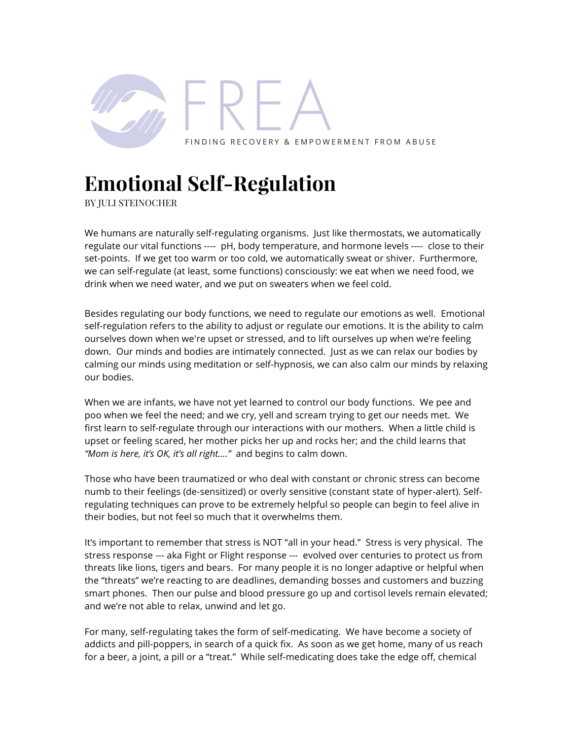FREA

FINDING RECOVERY & EMPOWERMENT FROM ABUSE

# Emotional Self-Regulation

BY JULI STEINOCHER

We humans are naturally self-regulating organisms. Just like thermostats, we automatically regulate our vital functions ---- pH, body temperature, and hormone levels ---- close to their set-points. If we get too warm or too cold, we automatically sweat or shiver. Furthermore, we can self-regulate (at least, some functions) consciously: we eat when we need food, we drink when we need water, and we put on sweaters when we feel cold.

Besides regulating our body functions, we need to regulate our emotions as well. Emotional self-regulation refers to the ability to adjust or regulate our emotions. It is the ability to calm ourselves down when we're upset or stressed, and to lift ourselves up when we're feeling down. Our minds and bodies are intimately connected. Just as we can relax our bodies by calming our minds using meditation or self-hypnosis, we can also calm our minds by relaxing our bodies.

When we are infants, we have not yet learned to control our body functions. We pee and poo when we feel the need; and we cry, yell and scream trying to get our needs met. We first learn to self-regulate through our interactions with our mothers. When a little child is upset or feeling scared, her mother picks her up and rocks her; and the child learns that *"Mom is here, it's OK, it's all right…."* and begins to calm down.

Those who have been traumatized or who deal with constant or chronic stress can become numb to their feelings (de-sensitized) or overly sensitive (constant state of hyper-alert). Self-regulating techniques can prove to be extremely helpful so people can begin to feel alive in their bodies, but not feel so much that it overwhelms them.

It's important to remember that stress is NOT "all in your head." Stress is very physical. The stress response --- aka Fight or Flight response --- evolved over centuries to protect us from threats like lions, tigers and bears. For many people it is no longer adaptive or helpful when the "threats" we're reacting to are deadlines, demanding bosses and customers and buzzing smart phones. Then our pulse and blood pressure go up and cortisol levels remain elevated; and we're not able to relax, unwind and let go.

For many, self-regulating takes the form of self-medicating. We have become a society of addicts and pill-poppers, in search of a quick fix. As soon as we get home, many of us reach for a beer, a joint, a pill or a "treat." While self-medicating does take the edge off, chemical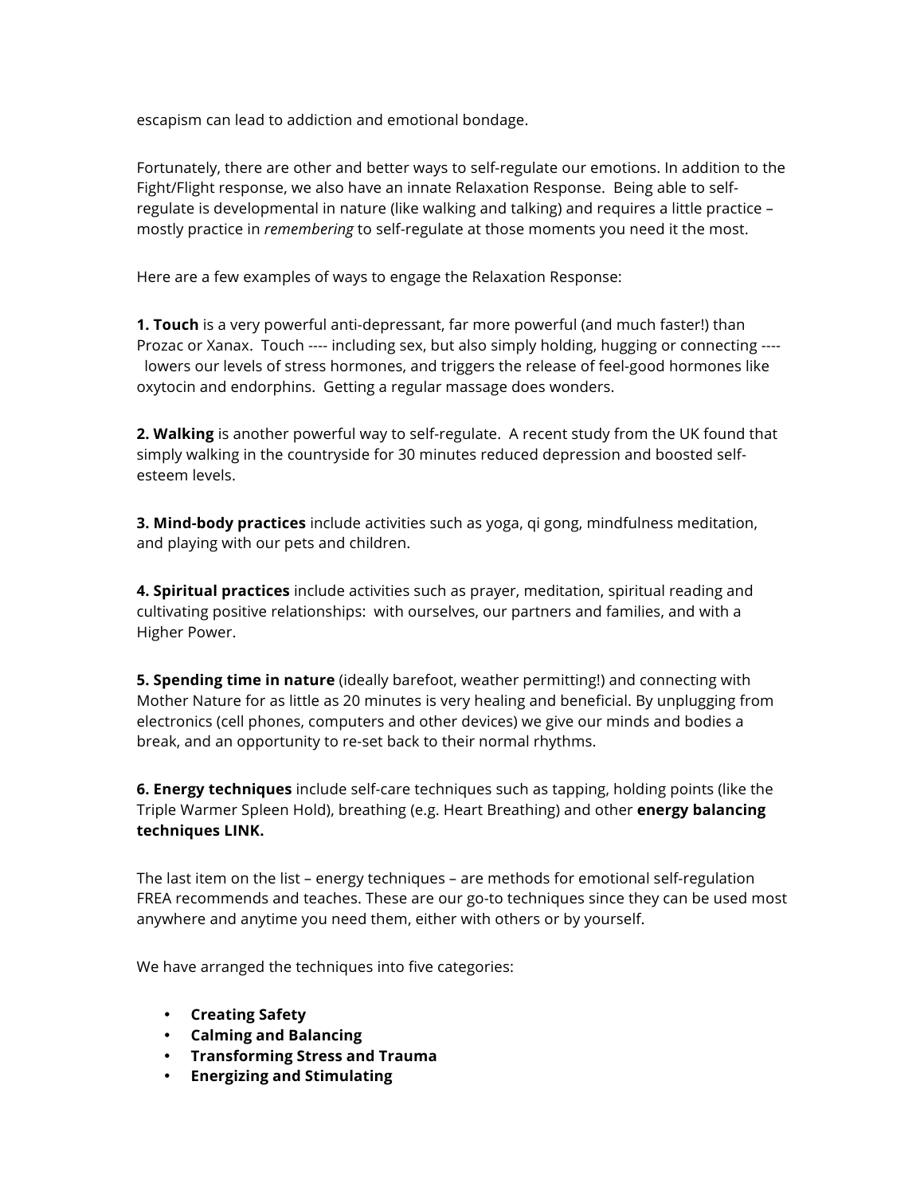escapism can lead to addiction and emotional bondage.

Fortunately, there are other and better ways to self-regulate our emotions. In addition to the Fight/Flight response, we also have an innate Relaxation Response. Being able to self-regulate is developmental in nature (like walking and talking) and requires a little practice – mostly practice in *remembering* to self-regulate at those moments you need it the most.

Here are a few examples of ways to engage the Relaxation Response:

**1. Touch** is a very powerful anti-depressant, far more powerful (and much faster!) than Prozac or Xanax. Touch ---- including sex, but also simply holding, hugging or connecting ---- lowers our levels of stress hormones, and triggers the release of feel-good hormones like oxytocin and endorphins. Getting a regular massage does wonders.

**2. Walking** is another powerful way to self-regulate. A recent study from the UK found that simply walking in the countryside for 30 minutes reduced depression and boosted self-esteem levels.

**3. Mind-body practices** include activities such as yoga, qi gong, mindfulness meditation, and playing with our pets and children.

**4. Spiritual practices** include activities such as prayer, meditation, spiritual reading and cultivating positive relationships: with ourselves, our partners and families, and with a Higher Power.

**5. Spending time in nature** (ideally barefoot, weather permitting!) and connecting with Mother Nature for as little as 20 minutes is very healing and beneficial. By unplugging from electronics (cell phones, computers and other devices) we give our minds and bodies a break, and an opportunity to re-set back to their normal rhythms.

**6. Energy techniques** include self-care techniques such as tapping, holding points (like the Triple Warmer Spleen Hold), breathing (e.g. Heart Breathing) and other **energy balancing techniques LINK.**

The last item on the list – energy techniques – are methods for emotional self-regulation FREA recommends and teaches. These are our go-to techniques since they can be used most anywhere and anytime you need them, either with others or by yourself.

We have arranged the techniques into five categories:

- **Creating Safety**
- **Calming and Balancing**
- **Transforming Stress and Trauma**
- **Energizing and Stimulating**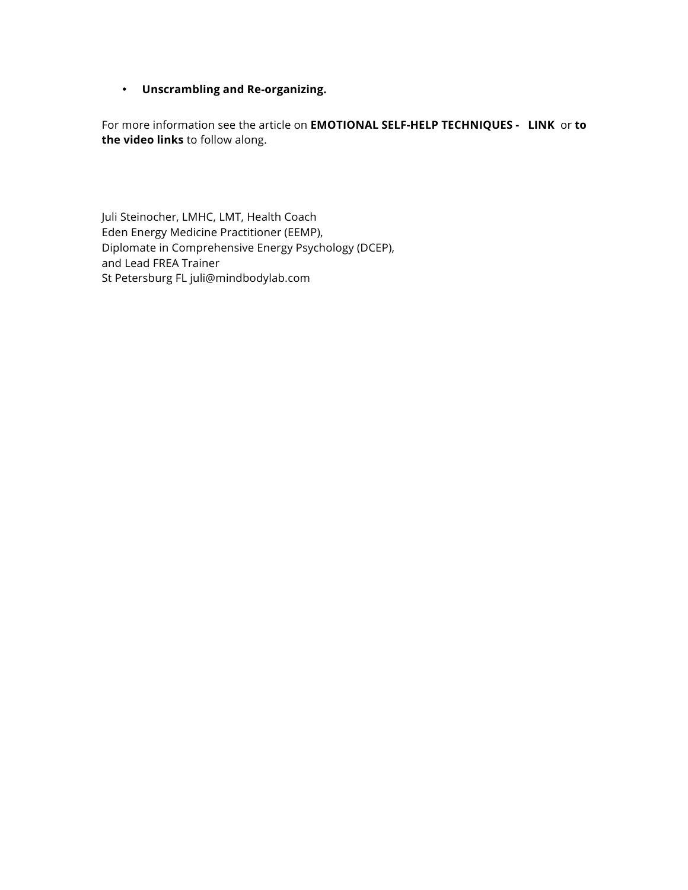- **Unscrambling and Re-organizing.**

For more information see the article on **EMOTIONAL SELF-HELP TECHNIQUES - LINK** or **to the video links** to follow along.

Juli Steinocher, LMHC, LMT, Health Coach
Eden Energy Medicine Practitioner (EEMP),
Diplomate in Comprehensive Energy Psychology (DCEP),
and Lead FREA Trainer
St Petersburg FL juli@mindbodylab.com